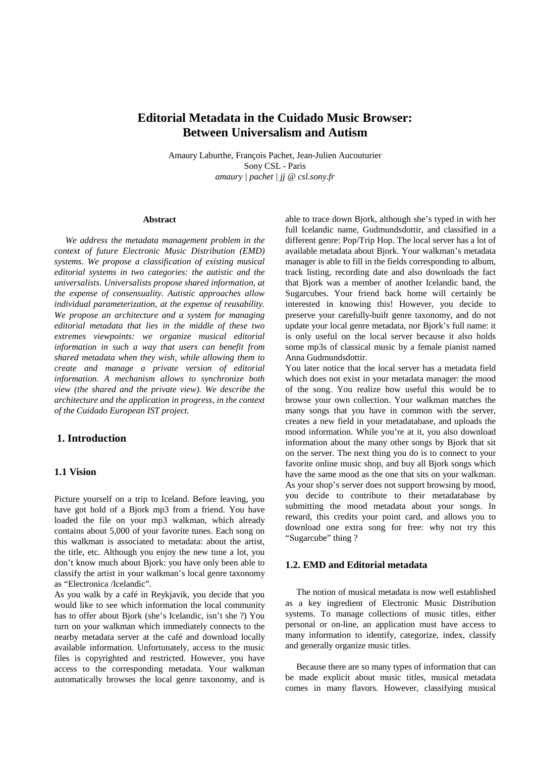# Editorial Metadata in the Cuidado Music Browser: Between Universalism and Autism

Amaury Laburthe, François Pachet, Jean-Julien Aucouturier
Sony CSL - Paris
*amaury | pachet | jj @ csl.sony.fr*

### Abstract

*We address the metadata management problem in the context of future Electronic Music Distribution (EMD) systems. We propose a classification of existing musical editorial systems in two categories: the autistic and the universalists. Universalists propose shared information, at the expense of consensuality. Autistic approaches allow individual parameterization, at the expense of reusability. We propose an architecture and a system for managing editorial metadata that lies in the middle of these two extremes viewpoints: we organize musical editorial information in such a way that users can benefit from shared metadata when they wish, while allowing them to create and manage a private version of editorial information. A mechanism allows to synchronize both view (the shared and the private view). We describe the architecture and the application in progress, in the context of the Cuidado European IST project.*

## 1. Introduction

### 1.1 Vision

Picture yourself on a trip to Iceland. Before leaving, you have got hold of a Bjork mp3 from a friend. You have loaded the file on your mp3 walkman, which already contains about 5,000 of your favorite tunes. Each song on this walkman is associated to metadata: about the artist, the title, etc. Although you enjoy the new tune a lot, you don't know much about Bjork: you have only been able to classify the artist in your walkman's local genre taxonomy as "Electronica /Icelandic".

As you walk by a café in Reykjavik, you decide that you would like to see which information the local community has to offer about Bjork (she's Icelandic, isn't she ?) You turn on your walkman which immediately connects to the nearby metadata server at the café and download locally available information. Unfortunately, access to the music files is copyrighted and restricted. However, you have access to the corresponding metadata. Your walkman automatically browses the local genre taxonomy, and is able to trace down Bjork, although she's typed in with her full Icelandic name, Gudmundsdottir, and classified in a different genre: Pop/Trip Hop. The local server has a lot of available metadata about Bjork. Your walkman's metadata manager is able to fill in the fields corresponding to album, track listing, recording date and also downloads the fact that Bjork was a member of another Icelandic band, the Sugarcubes. Your friend back home will certainly be interested in knowing this! However, you decide to preserve your carefully-built genre taxonomy, and do not update your local genre metadata, nor Bjork's full name: it is only useful on the local server because it also holds some mp3s of classical music by a female pianist named Anna Gudmundsdottir.

You later notice that the local server has a metadata field which does not exist in your metadata manager: the mood of the song. You realize how useful this would be to browse your own collection. Your walkman matches the many songs that you have in common with the server, creates a new field in your metadatabase, and uploads the mood information. While you're at it, you also download information about the many other songs by Bjork that sit on the server. The next thing you do is to connect to your favorite online music shop, and buy all Bjork songs which have the same mood as the one that sits on your walkman. As your shop's server does not support browsing by mood, you decide to contribute to their metadatabase by submitting the mood metadata about your songs. In reward, this credits your point card, and allows you to download one extra song for free: why not try this "Sugarcube" thing ?

### 1.2. EMD and Editorial metadata

The notion of musical metadata is now well established as a key ingredient of Electronic Music Distribution systems. To manage collections of music titles, either personal or on-line, an application must have access to many information to identify, categorize, index, classify and generally organize music titles.

Because there are so many types of information that can be made explicit about music titles, musical metadata comes in many flavors. However, classifying musical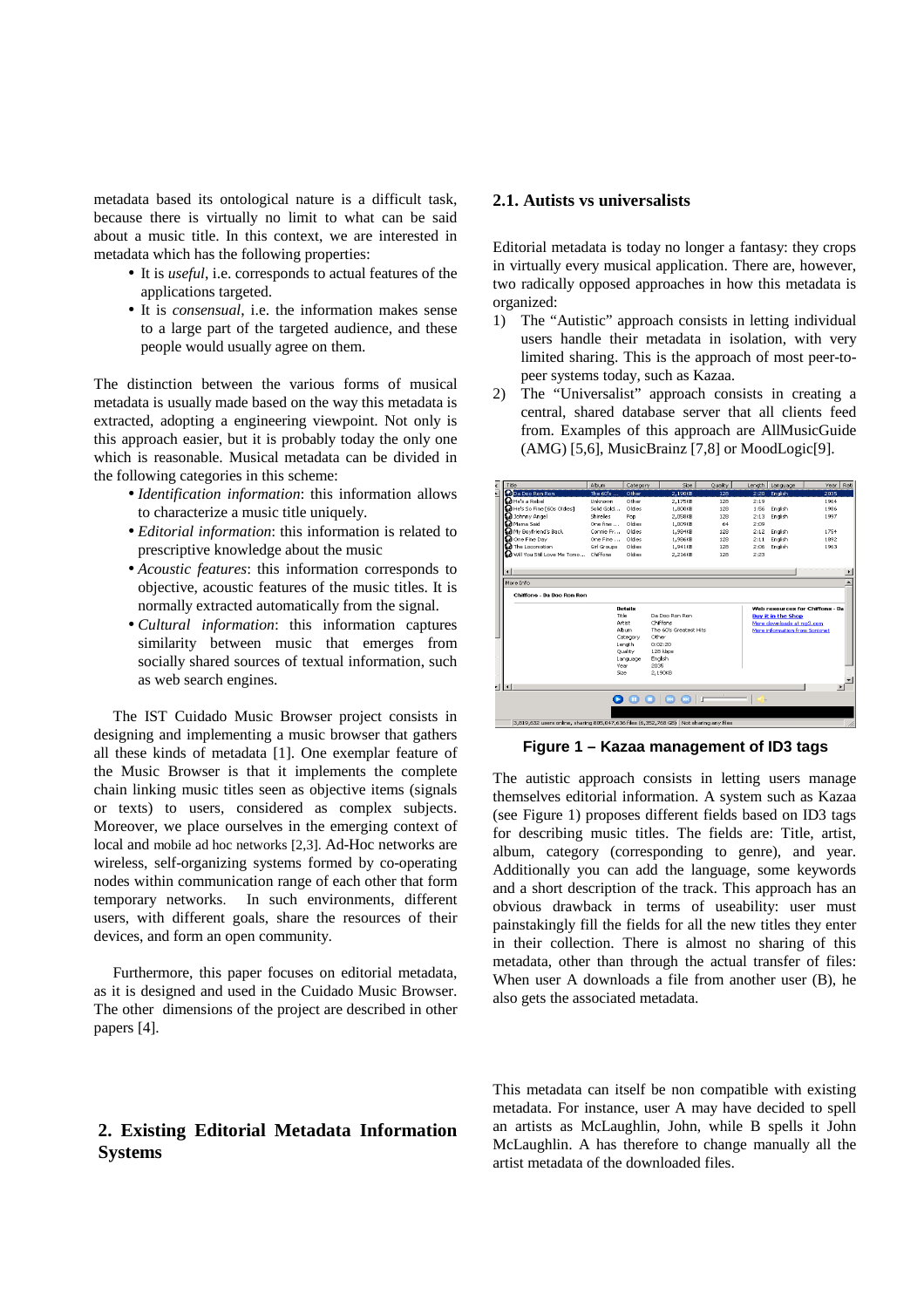metadata based its ontological nature is a difficult task, because there is virtually no limit to what can be said about a music title. In this context, we are interested in metadata which has the following properties:

- It is *useful*, i.e. corresponds to actual features of the applications targeted.
- It is *consensual*, i.e. the information makes sense to a large part of the targeted audience, and these people would usually agree on them.

The distinction between the various forms of musical metadata is usually made based on the way this metadata is extracted, adopting a engineering viewpoint. Not only is this approach easier, but it is probably today the only one which is reasonable. Musical metadata can be divided in the following categories in this scheme:

- *Identification information*: this information allows to characterize a music title uniquely.
- *Editorial information*: this information is related to prescriptive knowledge about the music
- *Acoustic features*: this information corresponds to objective, acoustic features of the music titles. It is normally extracted automatically from the signal.
- *Cultural information*: this information captures similarity between music that emerges from socially shared sources of textual information, such as web search engines.

The IST Cuidado Music Browser project consists in designing and implementing a music browser that gathers all these kinds of metadata [1]. One exemplar feature of the Music Browser is that it implements the complete chain linking music titles seen as objective items (signals or texts) to users, considered as complex subjects. Moreover, we place ourselves in the emerging context of local and mobile ad hoc networks [2,3]. Ad-Hoc networks are wireless, self-organizing systems formed by co-operating nodes within communication range of each other that form temporary networks. In such environments, different users, with different goals, share the resources of their devices, and form an open community.

Furthermore, this paper focuses on editorial metadata, as it is designed and used in the Cuidado Music Browser. The other dimensions of the project are described in other papers [4].

## 2. Existing Editorial Metadata Information Systems

### 2.1. Autists vs universalists

Editorial metadata is today no longer a fantasy: they crops in virtually every musical application. There are, however, two radically opposed approaches in how this metadata is organized:

1) The "Autistic" approach consists in letting individual users handle their metadata in isolation, with very limited sharing. This is the approach of most peer-to-peer systems today, such as Kazaa.
2) The "Universalist" approach consists in creating a central, shared database server that all clients feed from. Examples of this approach are AllMusicGuide (AMG) [5,6], MusicBrainz [7,8] or MoodLogic[9].

**Figure 1 – Kazaa management of ID3 tags**

The autistic approach consists in letting users manage themselves editorial information. A system such as Kazaa (see Figure 1) proposes different fields based on ID3 tags for describing music titles. The fields are: Title, artist, album, category (corresponding to genre), and year. Additionally you can add the language, some keywords and a short description of the track. This approach has an obvious drawback in terms of useability: user must painstakingly fill the fields for all the new titles they enter in their collection. There is almost no sharing of this metadata, other than through the actual transfer of files: When user A downloads a file from another user (B), he also gets the associated metadata.

This metadata can itself be non compatible with existing metadata. For instance, user A may have decided to spell an artists as McLaughlin, John, while B spells it John McLaughlin. A has therefore to change manually all the artist metadata of the downloaded files.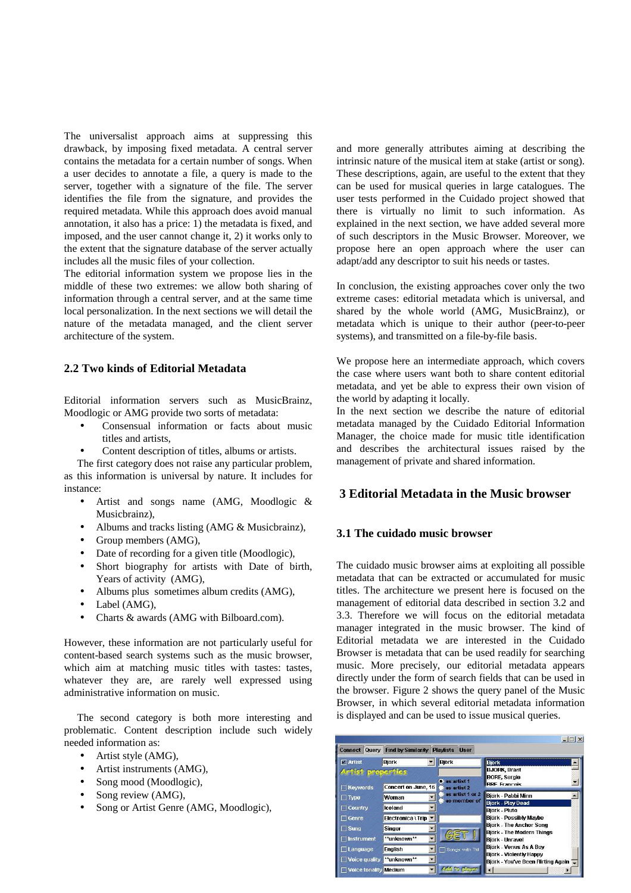The universalist approach aims at suppressing this drawback, by imposing fixed metadata. A central server contains the metadata for a certain number of songs. When a user decides to annotate a file, a query is made to the server, together with a signature of the file. The server identifies the file from the signature, and provides the required metadata. While this approach does avoid manual annotation, it also has a price: 1) the metadata is fixed, and imposed, and the user cannot change it, 2) it works only to the extent that the signature database of the server actually includes all the music files of your collection.

The editorial information system we propose lies in the middle of these two extremes: we allow both sharing of information through a central server, and at the same time local personalization. In the next sections we will detail the nature of the metadata managed, and the client server architecture of the system.

## 2.2 Two kinds of Editorial Metadata

Editorial information servers such as MusicBrainz, Moodlogic or AMG provide two sorts of metadata:

- Consensual information or facts about music titles and artists,
- Content description of titles, albums or artists.

The first category does not raise any particular problem, as this information is universal by nature. It includes for instance:

- Artist and songs name (AMG, Moodlogic & Musicbrainz),
- Albums and tracks listing (AMG & Musicbrainz),
- Group members (AMG),
- Date of recording for a given title (Moodlogic),
- Short biography for artists with Date of birth, Years of activity (AMG),
- Albums plus sometimes album credits (AMG),
- Label (AMG),
- Charts & awards (AMG with Bilboard.com).

However, these information are not particularly useful for content-based search systems such as the music browser, which aim at matching music titles with tastes: tastes, whatever they are, are rarely well expressed using administrative information on music.

The second category is both more interesting and problematic. Content description include such widely needed information as:

- Artist style (AMG),
- Artist instruments (AMG),
- Song mood (Moodlogic),
- Song review (AMG),
- Song or Artist Genre (AMG, Moodlogic),

and more generally attributes aiming at describing the intrinsic nature of the musical item at stake (artist or song). These descriptions, again, are useful to the extent that they can be used for musical queries in large catalogues. The user tests performed in the Cuidado project showed that there is virtually no limit to such information. As explained in the next section, we have added several more of such descriptors in the Music Browser. Moreover, we propose here an open approach where the user can adapt/add any descriptor to suit his needs or tastes.

In conclusion, the existing approaches cover only the two extreme cases: editorial metadata which is universal, and shared by the whole world (AMG, MusicBrainz), or metadata which is unique to their author (peer-to-peer systems), and transmitted on a file-by-file basis.

We propose here an intermediate approach, which covers the case where users want both to share content editorial metadata, and yet be able to express their own vision of the world by adapting it locally.

In the next section we describe the nature of editorial metadata managed by the Cuidado Editorial Information Manager, the choice made for music title identification and describes the architectural issues raised by the management of private and shared information.

# 3 Editorial Metadata in the Music browser

## 3.1 The cuidado music browser

The cuidado music browser aims at exploiting all possible metadata that can be extracted or accumulated for music titles. The architecture we present here is focused on the management of editorial data described in section 3.2 and 3.3. Therefore we will focus on the editorial metadata manager integrated in the music browser. The kind of Editorial metadata we are interested in the Cuidado Browser is metadata that can be used readily for searching music. More precisely, our editorial metadata appears directly under the form of search fields that can be used in the browser. Figure 2 shows the query panel of the Music Browser, in which several editorial metadata information is displayed and can be used to issue musical queries.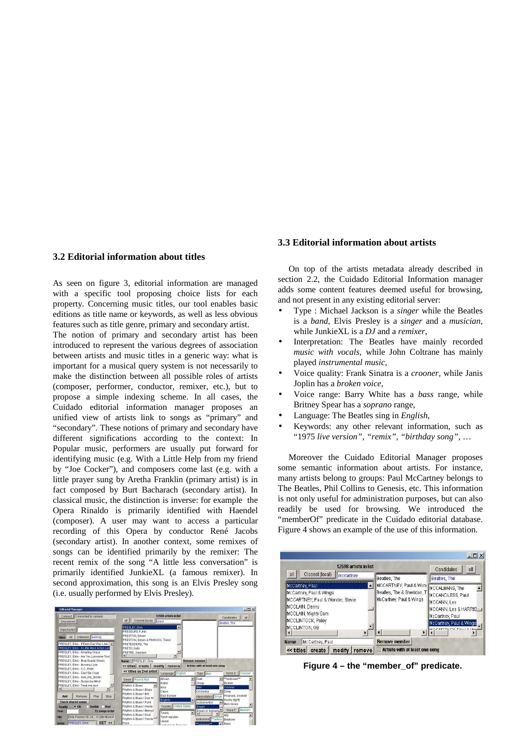## 3.2 Editorial information about titles

As seen on figure 3, editorial information are managed with a specific tool proposing choice lists for each property. Concerning music titles, our tool enables basic editions as title name or keywords, as well as less obvious features such as title genre, primary and secondary artist.

The notion of primary and secondary artist has been introduced to represent the various degrees of association between artists and music titles in a generic way: what is important for a musical query system is not necessarily to make the distinction between all possible roles of artists (composer, performer, conductor, remixer, etc.), but to propose a simple indexing scheme. In all cases, the Cuidado editorial information manager proposes an unified view of artists link to songs as "primary" and "secondary". These notions of primary and secondary have different significations according to the context: In Popular music, performers are usually put forward for identifying music (e.g. With a Little Help from my friend by "Joe Cocker"), and composers come last (e.g. with a little prayer sung by Aretha Franklin (primary artist) is in fact composed by Burt Bacharach (secondary artist). In classical music, the distinction is inverse: for example the Opera Rinaldo is primarily identified with Haendel (composer). A user may want to access a particular recording of this Opera by conductor René Jacobs (secondary artist). In another context, some remixes of songs can be identified primarily by the remixer: The recent remix of the song "A little less conversation" is primarily identified JunkieXL (a famous remixer). In second approximation, this song is an Elvis Presley song (i.e. usually performed by Elvis Presley).

## 3.3 Editorial information about artists

On top of the artists metadata already described in section 2.2, the Cuidado Editorial Information manager adds some content features deemed useful for browsing, and not present in any existing editorial server:

- Type : Michael Jackson is a *singer* while the Beatles is a *band*, Elvis Presley is a *singer* and a *musician*, while JunkieXL is a *DJ* and a *remixer*,
- Interpretation: The Beatles have mainly recorded *music with vocals*, while John Coltrane has mainly played *instrumental music*,
- Voice quality: Frank Sinatra is a *crooner,* while Janis Joplin has a *broken voice,*
- Voice range: Barry White has a *bass* range, while Britney Spear has a *soprano* range,
- Language: The Beatles sing in *English*,
- Keywords: any other relevant information, such as "1975 *live version", "remix", "birthday song"*, …

Moreover the Cuidado Editorial Manager proposes some semantic information about artists. For instance, many artists belong to groups: Paul McCartney belongs to The Beatles, Phil Collins to Genesis, etc. This information is not only useful for administration purposes, but can also readily be used for browsing. We introduced the "memberOf" predicate in the Cuidado editorial database. Figure 4 shows an example of the use of this information.

**Figure 4 – the "member_of" predicate.**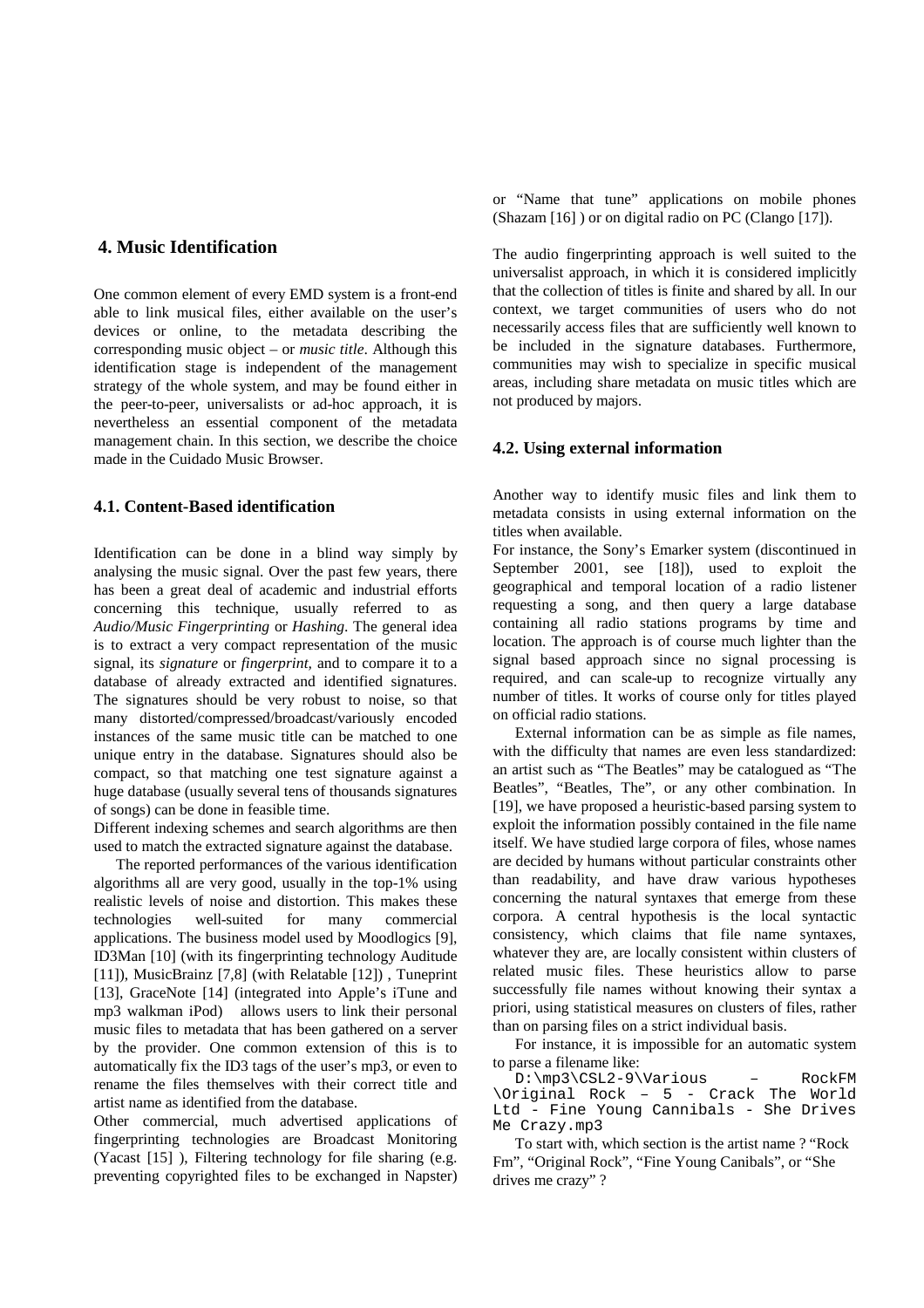## 4. Music Identification

One common element of every EMD system is a front-end able to link musical files, either available on the user's devices or online, to the metadata describing the corresponding music object – or *music title*. Although this identification stage is independent of the management strategy of the whole system, and may be found either in the peer-to-peer, universalists or ad-hoc approach, it is nevertheless an essential component of the metadata management chain. In this section, we describe the choice made in the Cuidado Music Browser.

### 4.1. Content-Based identification

Identification can be done in a blind way simply by analysing the music signal. Over the past few years, there has been a great deal of academic and industrial efforts concerning this technique, usually referred to as *Audio/Music Fingerprinting* or *Hashing*. The general idea is to extract a very compact representation of the music signal, its *signature* or *fingerprint,* and to compare it to a database of already extracted and identified signatures. The signatures should be very robust to noise, so that many distorted/compressed/broadcast/variously encoded instances of the same music title can be matched to one unique entry in the database. Signatures should also be compact, so that matching one test signature against a huge database (usually several tens of thousands signatures of songs) can be done in feasible time.

Different indexing schemes and search algorithms are then used to match the extracted signature against the database.

The reported performances of the various identification algorithms all are very good, usually in the top-1% using realistic levels of noise and distortion. This makes these technologies well-suited for many commercial applications. The business model used by Moodlogics [9], ID3Man [10] (with its fingerprinting technology Auditude [11]), MusicBrainz [7,8] (with Relatable [12]) , Tuneprint [13], GraceNote [14] (integrated into Apple's iTune and mp3 walkman iPod) allows users to link their personal music files to metadata that has been gathered on a server by the provider. One common extension of this is to automatically fix the ID3 tags of the user's mp3, or even to rename the files themselves with their correct title and artist name as identified from the database.

Other commercial, much advertised applications of fingerprinting technologies are Broadcast Monitoring (Yacast [15] ), Filtering technology for file sharing (e.g. preventing copyrighted files to be exchanged in Napster) or "Name that tune" applications on mobile phones (Shazam [16] ) or on digital radio on PC (Clango [17]).

The audio fingerprinting approach is well suited to the universalist approach, in which it is considered implicitly that the collection of titles is finite and shared by all. In our context, we target communities of users who do not necessarily access files that are sufficiently well known to be included in the signature databases. Furthermore, communities may wish to specialize in specific musical areas, including share metadata on music titles which are not produced by majors.

### 4.2. Using external information

Another way to identify music files and link them to metadata consists in using external information on the titles when available.

For instance, the Sony's Emarker system (discontinued in September 2001, see [18]), used to exploit the geographical and temporal location of a radio listener requesting a song, and then query a large database containing all radio stations programs by time and location. The approach is of course much lighter than the signal based approach since no signal processing is required, and can scale-up to recognize virtually any number of titles. It works of course only for titles played on official radio stations.

External information can be as simple as file names, with the difficulty that names are even less standardized: an artist such as "The Beatles" may be catalogued as "The Beatles", "Beatles, The", or any other combination. In [19], we have proposed a heuristic-based parsing system to exploit the information possibly contained in the file name itself. We have studied large corpora of files, whose names are decided by humans without particular constraints other than readability, and have draw various hypotheses concerning the natural syntaxes that emerge from these corpora. A central hypothesis is the local syntactic consistency, which claims that file name syntaxes, whatever they are, are locally consistent within clusters of related music files. These heuristics allow to parse successfully file names without knowing their syntax a priori, using statistical measures on clusters of files, rather than on parsing files on a strict individual basis.

For instance, it is impossible for an automatic system to parse a filename like:

```
D:\mp3\CSL2-9\Various – RockFM \Original Rock – 5 - Crack The World Ltd - Fine Young Cannibals - She Drives Me Crazy.mp3
```

To start with, which section is the artist name ? "Rock Fm", "Original Rock", "Fine Young Canibals", or "She drives me crazy" ?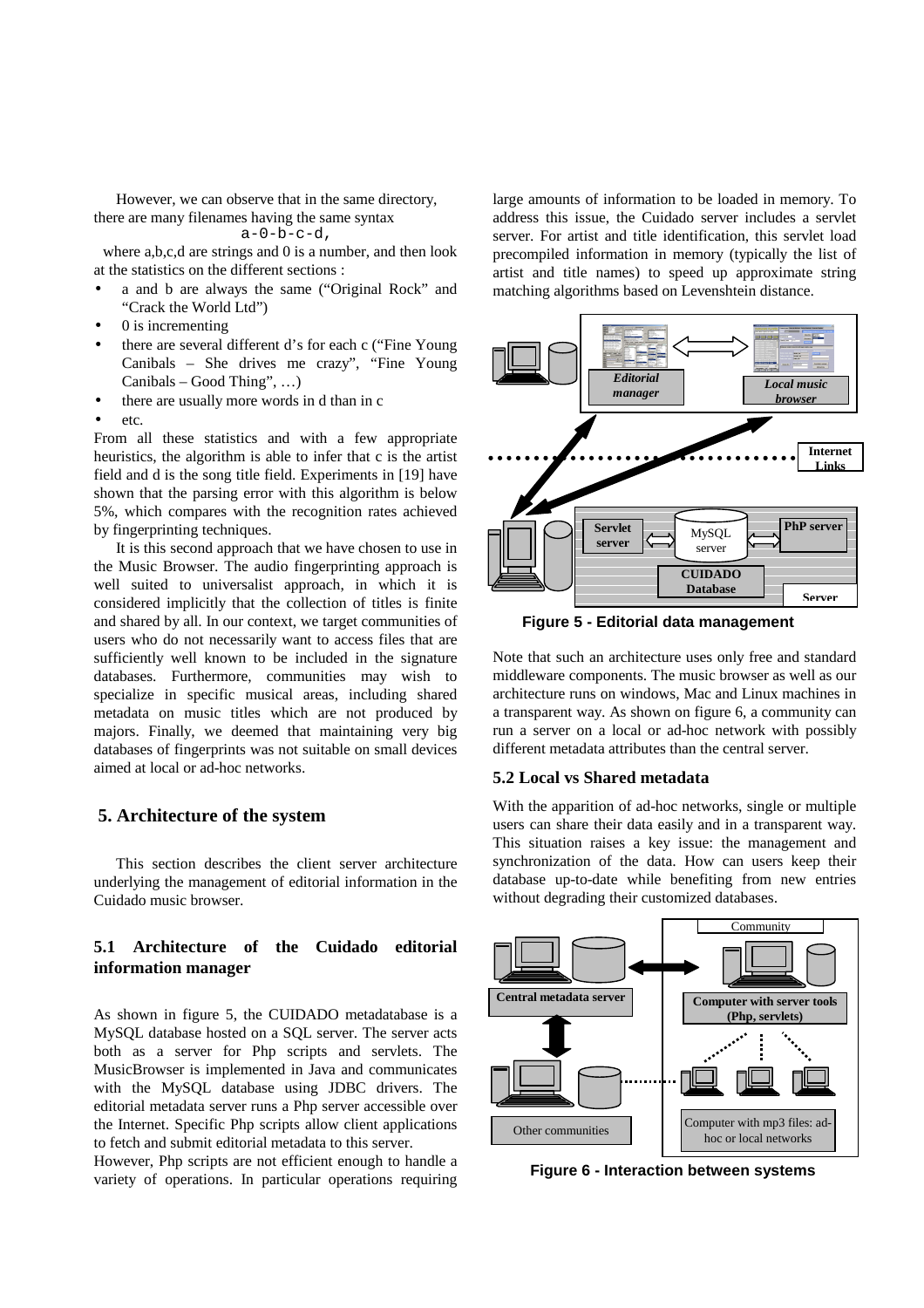However, we can observe that in the same directory, there are many filenames having the same syntax

```
a-0-b-c-d,
```

where a,b,c,d are strings and 0 is a number, and then look at the statistics on the different sections :

- a and b are always the same ("Original Rock" and "Crack the World Ltd")
- 0 is incrementing
- there are several different d's for each c ("Fine Young Canibals – She drives me crazy", "Fine Young Canibals – Good Thing", …)
- there are usually more words in d than in c
- etc.

From all these statistics and with a few appropriate heuristics, the algorithm is able to infer that c is the artist field and d is the song title field. Experiments in [19] have shown that the parsing error with this algorithm is below 5%, which compares with the recognition rates achieved by fingerprinting techniques.

It is this second approach that we have chosen to use in the Music Browser. The audio fingerprinting approach is well suited to universalist approach, in which it is considered implicitly that the collection of titles is finite and shared by all. In our context, we target communities of users who do not necessarily want to access files that are sufficiently well known to be included in the signature databases. Furthermore, communities may wish to specialize in specific musical areas, including shared metadata on music titles which are not produced by majors. Finally, we deemed that maintaining very big databases of fingerprints was not suitable on small devices aimed at local or ad-hoc networks.

## 5. Architecture of the system

This section describes the client server architecture underlying the management of editorial information in the Cuidado music browser.

### 5.1 Architecture of the Cuidado editorial information manager

As shown in figure 5, the CUIDADO metadatabase is a MySQL database hosted on a SQL server. The server acts both as a server for Php scripts and servlets. The MusicBrowser is implemented in Java and communicates with the MySQL database using JDBC drivers. The editorial metadata server runs a Php server accessible over the Internet. Specific Php scripts allow client applications to fetch and submit editorial metadata to this server.

However, Php scripts are not efficient enough to handle a variety of operations. In particular operations requiring large amounts of information to be loaded in memory. To address this issue, the Cuidado server includes a servlet server. For artist and title identification, this servlet load precompiled information in memory (typically the list of artist and title names) to speed up approximate string matching algorithms based on Levenshtein distance.

**Figure 5 - Editorial data management**

Note that such an architecture uses only free and standard middleware components. The music browser as well as our architecture runs on windows, Mac and Linux machines in a transparent way. As shown on figure 6, a community can run a server on a local or ad-hoc network with possibly different metadata attributes than the central server.

### 5.2 Local vs Shared metadata

With the apparition of ad-hoc networks, single or multiple users can share their data easily and in a transparent way. This situation raises a key issue: the management and synchronization of the data. How can users keep their database up-to-date while benefiting from new entries without degrading their customized databases.

**Figure 6 - Interaction between systems**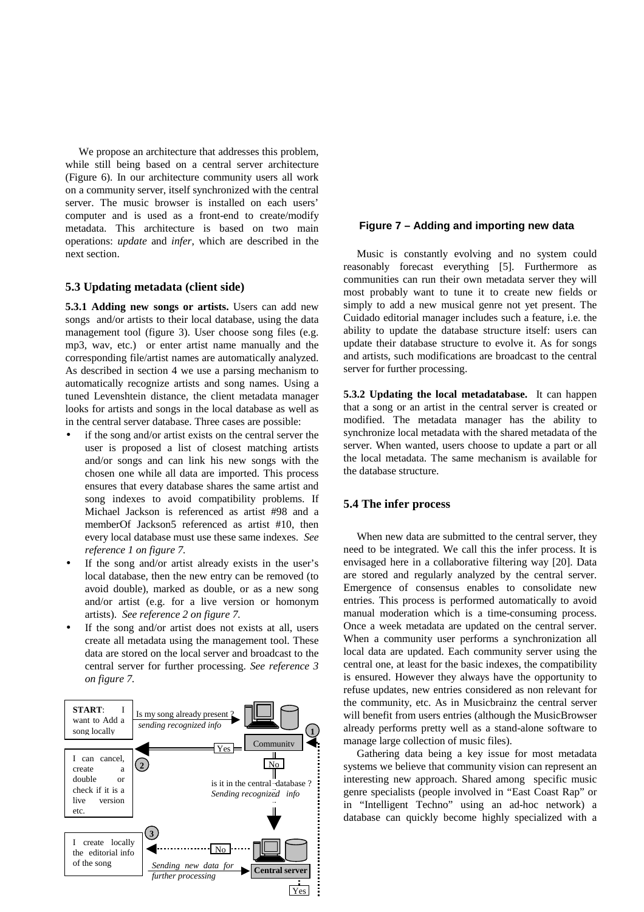We propose an architecture that addresses this problem, while still being based on a central server architecture (Figure 6). In our architecture community users all work on a community server, itself synchronized with the central server. The music browser is installed on each users' computer and is used as a front-end to create/modify metadata. This architecture is based on two main operations: *update* and *infer*, which are described in the next section.

### 5.3 Updating metadata (client side)

**5.3.1 Adding new songs or artists.** Users can add new songs and/or artists to their local database, using the data management tool (figure 3). User choose song files (e.g. mp3, wav, etc.) or enter artist name manually and the corresponding file/artist names are automatically analyzed. As described in section 4 we use a parsing mechanism to automatically recognize artists and song names. Using a tuned Levenshtein distance, the client metadata manager looks for artists and songs in the local database as well as in the central server database. Three cases are possible:

- if the song and/or artist exists on the central server the user is proposed a list of closest matching artists and/or songs and can link his new songs with the chosen one while all data are imported. This process ensures that every database shares the same artist and song indexes to avoid compatibility problems. If Michael Jackson is referenced as artist #98 and a memberOf Jackson5 referenced as artist #10, then every local database must use these same indexes. *See reference 1 on figure 7.*
- If the song and/or artist already exists in the user's local database, then the new entry can be removed (to avoid double), marked as double, or as a new song and/or artist (e.g. for a live version or homonym artists). *See reference 2 on figure 7.*
- If the song and/or artist does not exists at all, users create all metadata using the management tool. These data are stored on the local server and broadcast to the central server for further processing. *See reference 3 on figure 7.*

START: I want to Add a song locally — Is my song already present ? *sending recognized info* — Community — Yes — (2) I can cancel, create a double or check if it is a live version etc. — No — is it in the central database ? *Sending recognized info* — Central server — (3) No — I create locally the editorial info of the song — *Sending new data for further processing* — (1) Yes

**Figure 7 – Adding and importing new data**

Music is constantly evolving and no system could reasonably forecast everything [5]. Furthermore as communities can run their own metadata server they will most probably want to tune it to create new fields or simply to add a new musical genre not yet present. The Cuidado editorial manager includes such a feature, i.e. the ability to update the database structure itself: users can update their database structure to evolve it. As for songs and artists, such modifications are broadcast to the central server for further processing.

**5.3.2 Updating the local metadatabase.** It can happen that a song or an artist in the central server is created or modified. The metadata manager has the ability to synchronize local metadata with the shared metadata of the server. When wanted, users choose to update a part or all the local metadata. The same mechanism is available for the database structure.

### 5.4 The infer process

When new data are submitted to the central server, they need to be integrated. We call this the infer process. It is envisaged here in a collaborative filtering way [20]. Data are stored and regularly analyzed by the central server. Emergence of consensus enables to consolidate new entries. This process is performed automatically to avoid manual moderation which is a time-consuming process. Once a week metadata are updated on the central server. When a community user performs a synchronization all local data are updated. Each community server using the central one, at least for the basic indexes, the compatibility is ensured. However they always have the opportunity to refuse updates, new entries considered as non relevant for the community, etc. As in Musicbrainz the central server will benefit from users entries (although the MusicBrowser already performs pretty well as a stand-alone software to manage large collection of music files).

Gathering data being a key issue for most metadata systems we believe that community vision can represent an interesting new approach. Shared among specific music genre specialists (people involved in "East Coast Rap" or in "Intelligent Techno" using an ad-hoc network) a database can quickly become highly specialized with a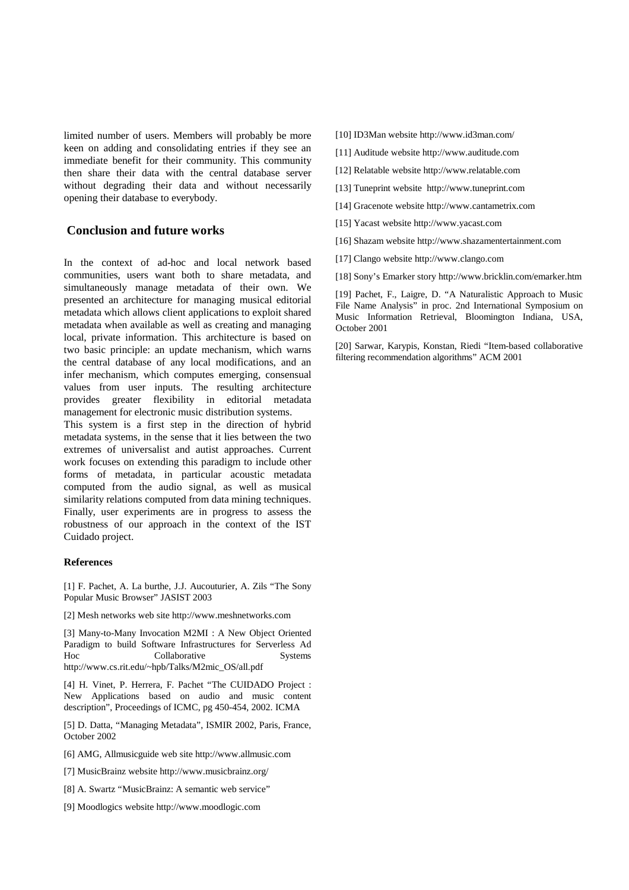limited number of users. Members will probably be more keen on adding and consolidating entries if they see an immediate benefit for their community. This community then share their data with the central database server without degrading their data and without necessarily opening their database to everybody.

## Conclusion and future works

In the context of ad-hoc and local network based communities, users want both to share metadata, and simultaneously manage metadata of their own. We presented an architecture for managing musical editorial metadata which allows client applications to exploit shared metadata when available as well as creating and managing local, private information. This architecture is based on two basic principle: an update mechanism, which warns the central database of any local modifications, and an infer mechanism, which computes emerging, consensual values from user inputs. The resulting architecture provides greater flexibility in editorial metadata management for electronic music distribution systems.

This system is a first step in the direction of hybrid metadata systems, in the sense that it lies between the two extremes of universalist and autist approaches. Current work focuses on extending this paradigm to include other forms of metadata, in particular acoustic metadata computed from the audio signal, as well as musical similarity relations computed from data mining techniques. Finally, user experiments are in progress to assess the robustness of our approach in the context of the IST Cuidado project.

### References

[1] F. Pachet, A. La burthe, J.J. Aucouturier, A. Zils "The Sony Popular Music Browser" JASIST 2003

[2] Mesh networks web site http://www.meshnetworks.com

[3] Many-to-Many Invocation M2MI : A New Object Oriented Paradigm to build Software Infrastructures for Serverless Ad Hoc Collaborative Systems http://www.cs.rit.edu/~hpb/Talks/M2mic_OS/all.pdf

[4] H. Vinet, P. Herrera, F. Pachet "The CUIDADO Project : New Applications based on audio and music content description", Proceedings of ICMC, pg 450-454, 2002. ICMA

[5] D. Datta, "Managing Metadata", ISMIR 2002, Paris, France, October 2002

[6] AMG, Allmusicguide web site http://www.allmusic.com

[7] MusicBrainz website http://www.musicbrainz.org/

[8] A. Swartz "MusicBrainz: A semantic web service"

[9] Moodlogics website http://www.moodlogic.com

[10] ID3Man website http://www.id3man.com/

[11] Auditude website http://www.auditude.com

[12] Relatable website http://www.relatable.com

[13] Tuneprint website http://www.tuneprint.com

[14] Gracenote website http://www.cantametrix.com

[15] Yacast website http://www.yacast.com

[16] Shazam website http://www.shazamentertainment.com

[17] Clango website http://www.clango.com

[18] Sony's Emarker story http://www.bricklin.com/emarker.htm

[19] Pachet, F., Laigre, D. "A Naturalistic Approach to Music File Name Analysis" in proc. 2nd International Symposium on Music Information Retrieval, Bloomington Indiana, USA, October 2001

[20] Sarwar, Karypis, Konstan, Riedi "Item-based collaborative filtering recommendation algorithms" ACM 2001